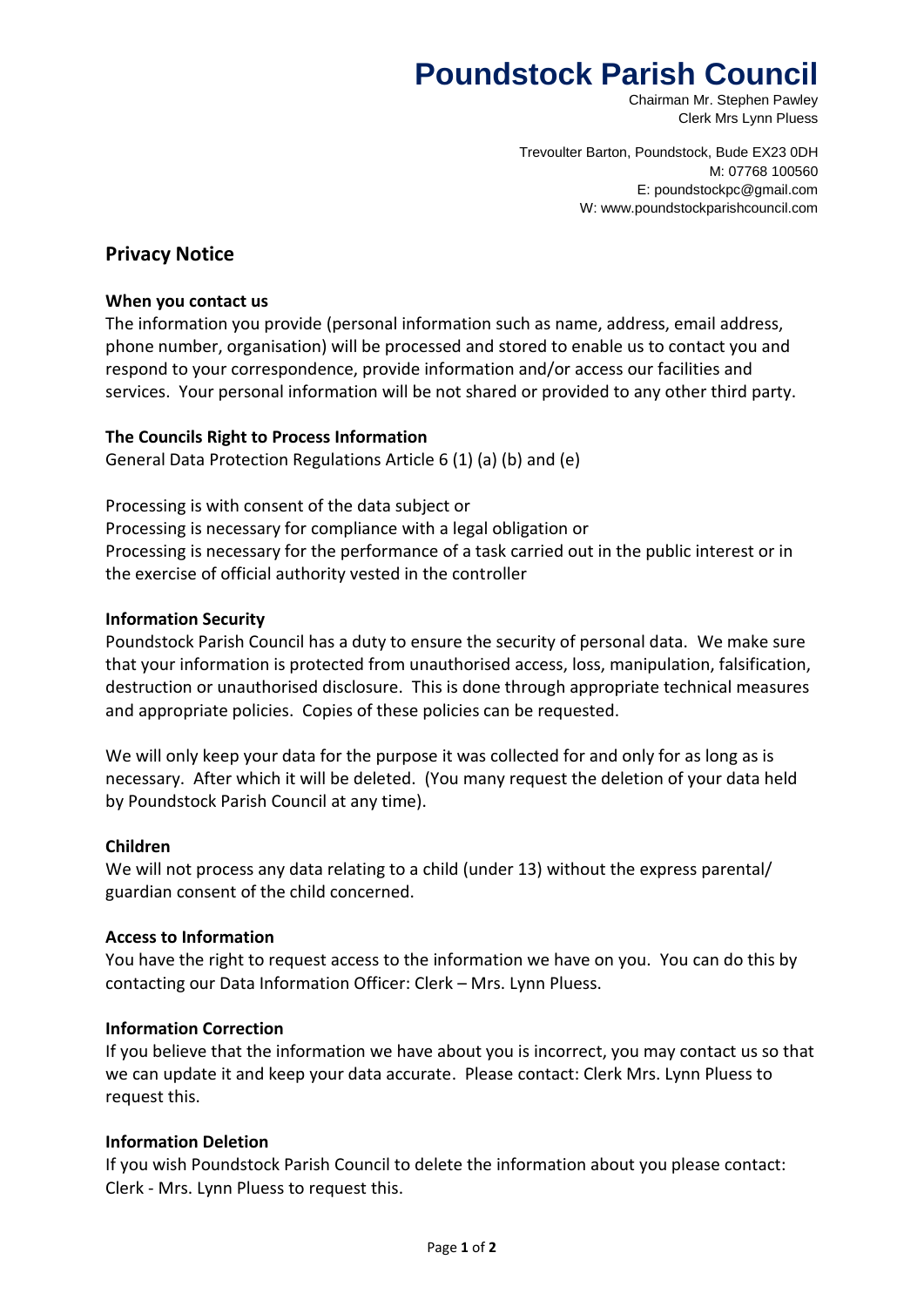# Poundstock Parish Council

Chairman Mr. Stephen Pawley
Clerk Mrs Lynn Pluess

Trevoulter Barton, Poundstock, Bude EX23 0DH
M: 07768 100560
E: poundstockpc@gmail.com
W: www.poundstockparishcouncil.com

## Privacy Notice

**When you contact us**

The information you provide (personal information such as name, address, email address, phone number, organisation) will be processed and stored to enable us to contact you and respond to your correspondence, provide information and/or access our facilities and services. Your personal information will be not shared or provided to any other third party.

**The Councils Right to Process Information**

General Data Protection Regulations Article 6 (1) (a) (b) and (e)

Processing is with consent of the data subject or
Processing is necessary for compliance with a legal obligation or
Processing is necessary for the performance of a task carried out in the public interest or in the exercise of official authority vested in the controller

**Information Security**

Poundstock Parish Council has a duty to ensure the security of personal data. We make sure that your information is protected from unauthorised access, loss, manipulation, falsification, destruction or unauthorised disclosure. This is done through appropriate technical measures and appropriate policies. Copies of these policies can be requested.

We will only keep your data for the purpose it was collected for and only for as long as is necessary. After which it will be deleted. (You many request the deletion of your data held by Poundstock Parish Council at any time).

**Children**

We will not process any data relating to a child (under 13) without the express parental/ guardian consent of the child concerned.

**Access to Information**

You have the right to request access to the information we have on you. You can do this by contacting our Data Information Officer: Clerk – Mrs. Lynn Pluess.

**Information Correction**

If you believe that the information we have about you is incorrect, you may contact us so that we can update it and keep your data accurate. Please contact: Clerk Mrs. Lynn Pluess to request this.

**Information Deletion**

If you wish Poundstock Parish Council to delete the information about you please contact: Clerk - Mrs. Lynn Pluess to request this.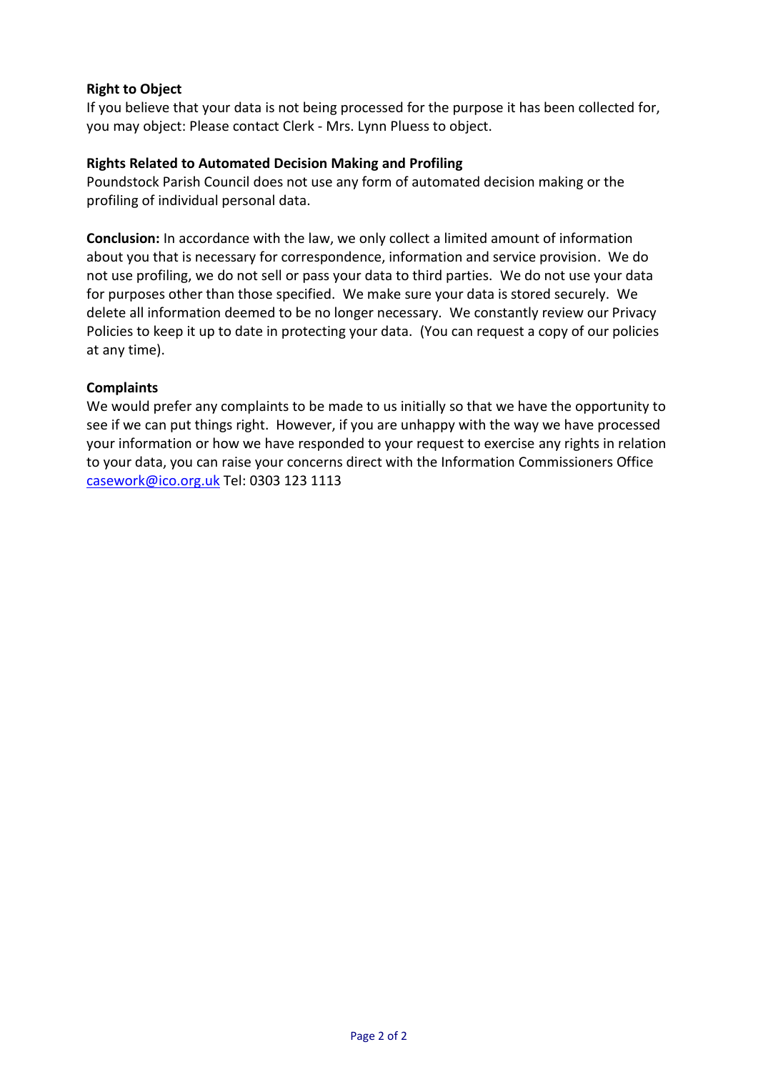**Right to Object**

If you believe that your data is not being processed for the purpose it has been collected for, you may object: Please contact Clerk - Mrs. Lynn Pluess to object.

**Rights Related to Automated Decision Making and Profiling**

Poundstock Parish Council does not use any form of automated decision making or the profiling of individual personal data.

**Conclusion:** In accordance with the law, we only collect a limited amount of information about you that is necessary for correspondence, information and service provision. We do not use profiling, we do not sell or pass your data to third parties. We do not use your data for purposes other than those specified. We make sure your data is stored securely. We delete all information deemed to be no longer necessary. We constantly review our Privacy Policies to keep it up to date in protecting your data. (You can request a copy of our policies at any time).

**Complaints**

We would prefer any complaints to be made to us initially so that we have the opportunity to see if we can put things right. However, if you are unhappy with the way we have processed your information or how we have responded to your request to exercise any rights in relation to your data, you can raise your concerns direct with the Information Commissioners Office [casework@ico.org.uk](mailto:casework@ico.org.uk) Tel: 0303 123 1113